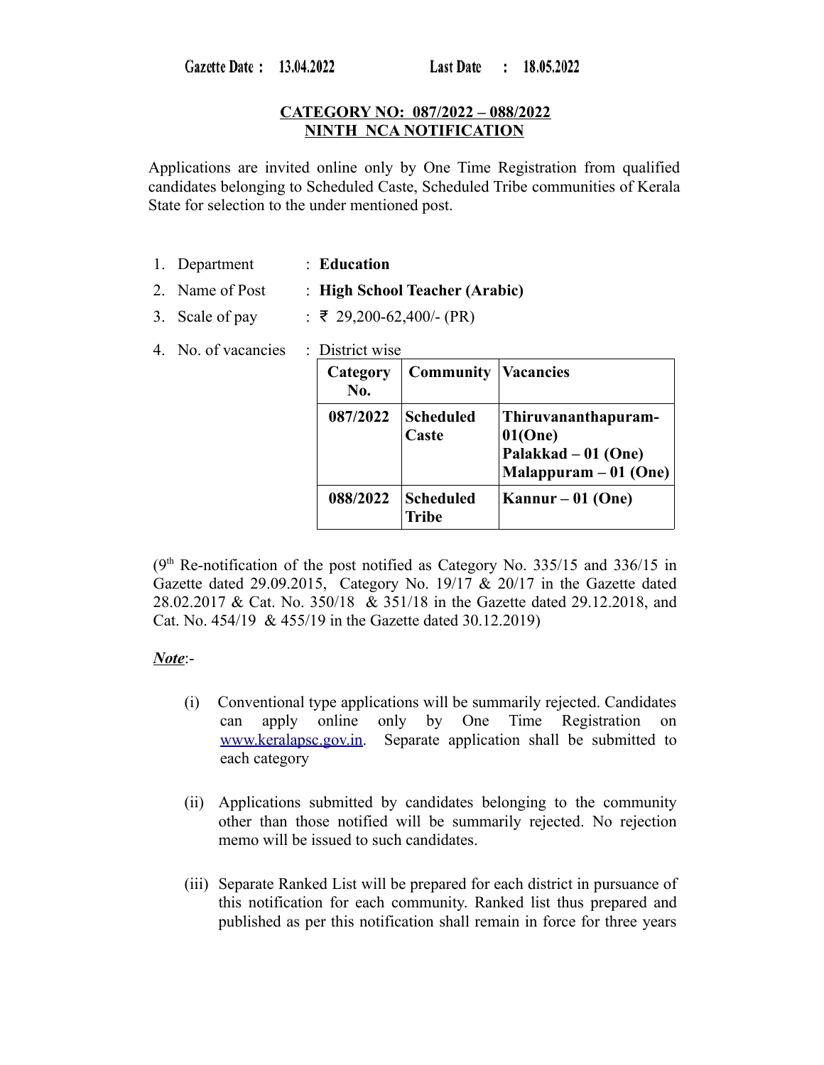Gazette Date : 13.04.2022 Last Date : 18.05.2022

**CATEGORY NO: 087/2022 – 088/2022**
**NINTH NCA NOTIFICATION**

Applications are invited online only by One Time Registration from qualified candidates belonging to Scheduled Caste, Scheduled Tribe communities of Kerala State for selection to the under mentioned post.

1. Department : **Education**
2. Name of Post : **High School Teacher (Arabic)**
3. Scale of pay : ₹ 29,200-62,400/- (PR)
4. No. of vacancies : District wise

| Category No. | Community | Vacancies |
|---|---|---|
| **087/2022** | **Scheduled Caste** | **Thiruvananthapuram-01(One)**<br>**Palakkad – 01 (One)**<br>**Malappuram – 01 (One)** |
| **088/2022** | **Scheduled Tribe** | **Kannur – 01 (One)** |

(9th Re-notification of the post notified as Category No. 335/15 and 336/15 in Gazette dated 29.09.2015, Category No. 19/17 & 20/17 in the Gazette dated 28.02.2017 & Cat. No. 350/18 & 351/18 in the Gazette dated 29.12.2018, and Cat. No. 454/19 & 455/19 in the Gazette dated 30.12.2019)

***Note***:-

(i) Conventional type applications will be summarily rejected. Candidates can apply online only by One Time Registration on www.keralapsc.gov.in. Separate application shall be submitted to each category

(ii) Applications submitted by candidates belonging to the community other than those notified will be summarily rejected. No rejection memo will be issued to such candidates.

(iii) Separate Ranked List will be prepared for each district in pursuance of this notification for each community. Ranked list thus prepared and published as per this notification shall remain in force for three years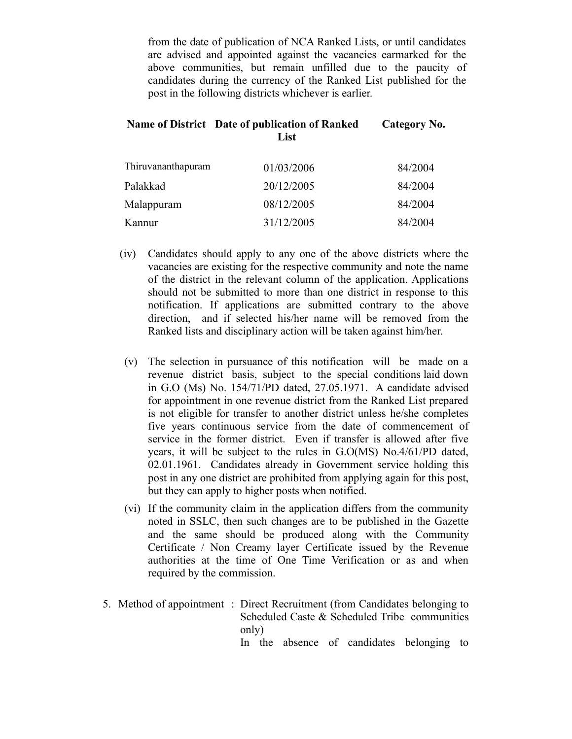from the date of publication of NCA Ranked Lists, or until candidates are advised and appointed against the vacancies earmarked for the above communities, but remain unfilled due to the paucity of candidates during the currency of the Ranked List published for the post in the following districts whichever is earlier.

| Name of District | Date of publication of Ranked List | Category No. |
|---|---|---|
| Thiruvananthapuram | 01/03/2006 | 84/2004 |
| Palakkad | 20/12/2005 | 84/2004 |
| Malappuram | 08/12/2005 | 84/2004 |
| Kannur | 31/12/2005 | 84/2004 |

(iv) Candidates should apply to any one of the above districts where the vacancies are existing for the respective community and note the name of the district in the relevant column of the application. Applications should not be submitted to more than one district in response to this notification. If applications are submitted contrary to the above direction, and if selected his/her name will be removed from the Ranked lists and disciplinary action will be taken against him/her.

(v) The selection in pursuance of this notification will be made on a revenue district basis, subject to the special conditions laid down in G.O (Ms) No. 154/71/PD dated, 27.05.1971. A candidate advised for appointment in one revenue district from the Ranked List prepared is not eligible for transfer to another district unless he/she completes five years continuous service from the date of commencement of service in the former district. Even if transfer is allowed after five years, it will be subject to the rules in G.O(MS) No.4/61/PD dated, 02.01.1961. Candidates already in Government service holding this post in any one district are prohibited from applying again for this post, but they can apply to higher posts when notified.

(vi) If the community claim in the application differs from the community noted in SSLC, then such changes are to be published in the Gazette and the same should be produced along with the Community Certificate / Non Creamy layer Certificate issued by the Revenue authorities at the time of One Time Verification or as and when required by the commission.

5. Method of appointment : Direct Recruitment (from Candidates belonging to Scheduled Caste & Scheduled Tribe communities only)

In the absence of candidates belonging to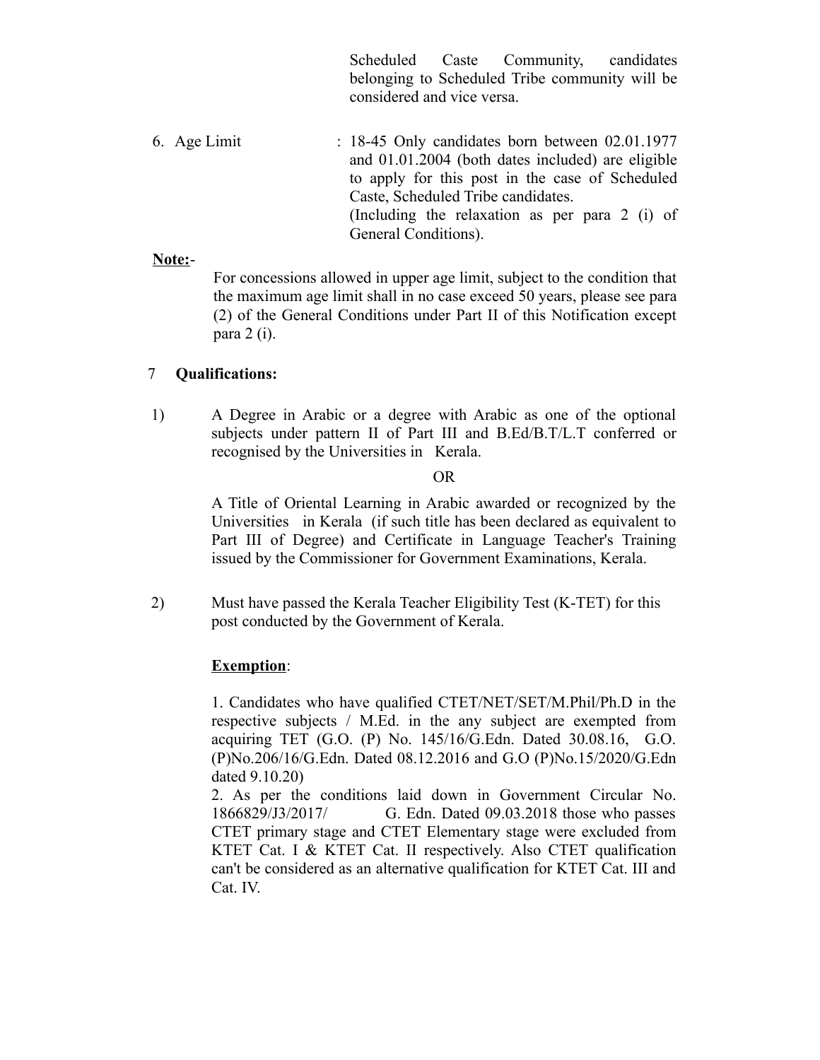Scheduled Caste Community, candidates belonging to Scheduled Tribe community will be considered and vice versa.

6. Age Limit : 18-45 Only candidates born between 02.01.1977 and 01.01.2004 (both dates included) are eligible to apply for this post in the case of Scheduled Caste, Scheduled Tribe candidates.
(Including the relaxation as per para 2 (i) of General Conditions).

**Note:**-

For concessions allowed in upper age limit, subject to the condition that the maximum age limit shall in no case exceed 50 years, please see para (2) of the General Conditions under Part II of this Notification except para 2 (i).

7 **Qualifications:**

1) A Degree in Arabic or a degree with Arabic as one of the optional subjects under pattern II of Part III and B.Ed/B.T/L.T conferred or recognised by the Universities in Kerala.

OR

A Title of Oriental Learning in Arabic awarded or recognized by the Universities in Kerala (if such title has been declared as equivalent to Part III of Degree) and Certificate in Language Teacher's Training issued by the Commissioner for Government Examinations, Kerala.

2) Must have passed the Kerala Teacher Eligibility Test (K-TET) for this post conducted by the Government of Kerala.

**Exemption**:

1. Candidates who have qualified CTET/NET/SET/M.Phil/Ph.D in the respective subjects / M.Ed. in the any subject are exempted from acquiring TET (G.O. (P) No. 145/16/G.Edn. Dated 30.08.16, G.O. (P)No.206/16/G.Edn. Dated 08.12.2016 and G.O (P)No.15/2020/G.Edn dated 9.10.20)
2. As per the conditions laid down in Government Circular No. 1866829/J3/2017/ G. Edn. Dated 09.03.2018 those who passes CTET primary stage and CTET Elementary stage were excluded from KTET Cat. I & KTET Cat. II respectively. Also CTET qualification can't be considered as an alternative qualification for KTET Cat. III and Cat. IV.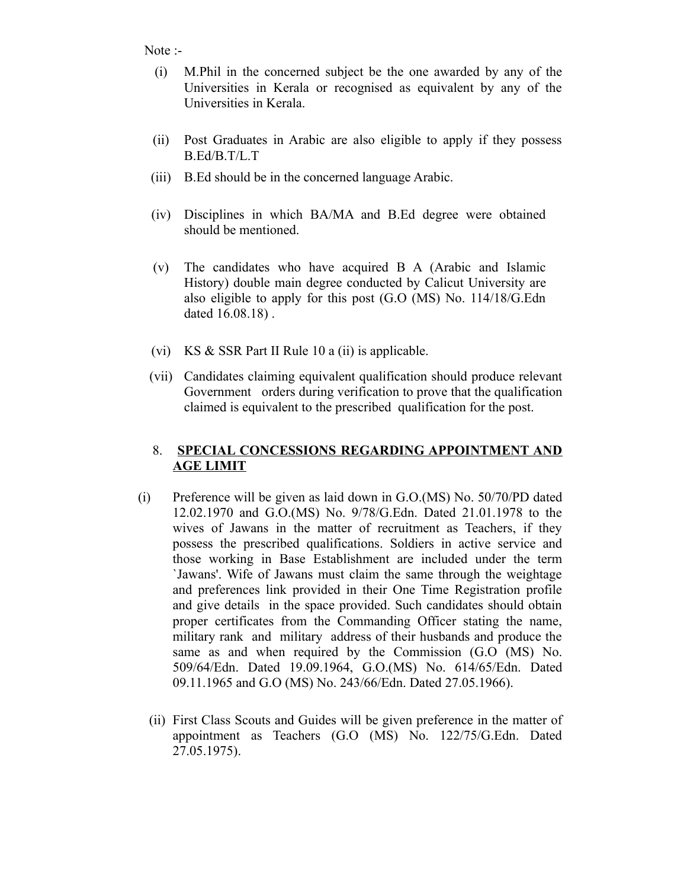Note :-

(i) M.Phil in the concerned subject be the one awarded by any of the Universities in Kerala or recognised as equivalent by any of the Universities in Kerala.

(ii) Post Graduates in Arabic are also eligible to apply if they possess B.Ed/B.T/L.T

(iii) B.Ed should be in the concerned language Arabic.

(iv) Disciplines in which BA/MA and B.Ed degree were obtained should be mentioned.

(v) The candidates who have acquired B A (Arabic and Islamic History) double main degree conducted by Calicut University are also eligible to apply for this post (G.O (MS) No. 114/18/G.Edn dated 16.08.18) .

(vi) KS & SSR Part II Rule 10 a (ii) is applicable.

(vii) Candidates claiming equivalent qualification should produce relevant Government orders during verification to prove that the qualification claimed is equivalent to the prescribed qualification for the post.

## 8. SPECIAL CONCESSIONS REGARDING APPOINTMENT AND AGE LIMIT

(i) Preference will be given as laid down in G.O.(MS) No. 50/70/PD dated 12.02.1970 and G.O.(MS) No. 9/78/G.Edn. Dated 21.01.1978 to the wives of Jawans in the matter of recruitment as Teachers, if they possess the prescribed qualifications. Soldiers in active service and those working in Base Establishment are included under the term `Jawans'. Wife of Jawans must claim the same through the weightage and preferences link provided in their One Time Registration profile and give details in the space provided. Such candidates should obtain proper certificates from the Commanding Officer stating the name, military rank and military address of their husbands and produce the same as and when required by the Commission (G.O (MS) No. 509/64/Edn. Dated 19.09.1964, G.O.(MS) No. 614/65/Edn. Dated 09.11.1965 and G.O (MS) No. 243/66/Edn. Dated 27.05.1966).

(ii) First Class Scouts and Guides will be given preference in the matter of appointment as Teachers (G.O (MS) No. 122/75/G.Edn. Dated 27.05.1975).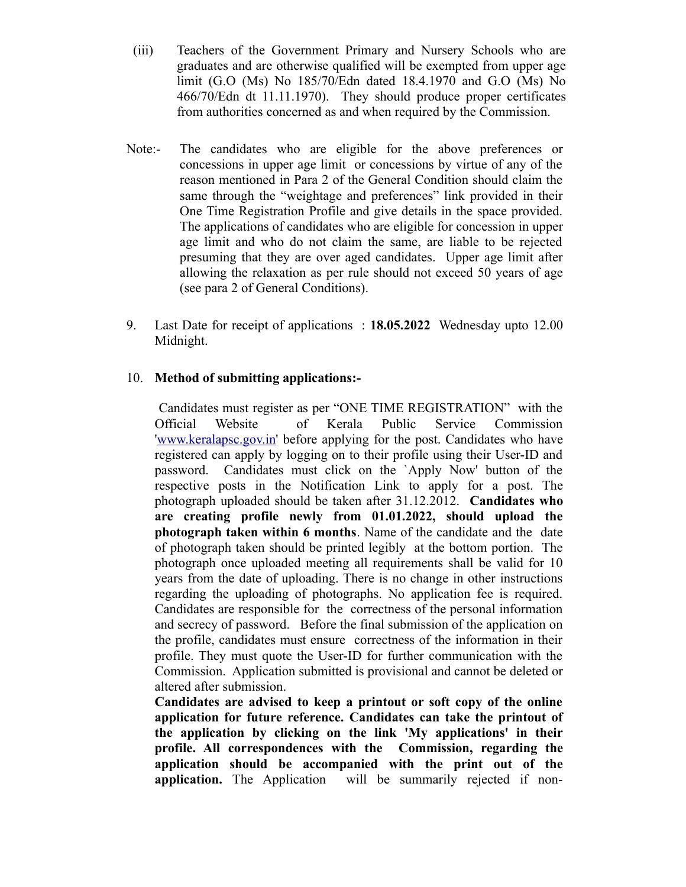(iii) Teachers of the Government Primary and Nursery Schools who are graduates and are otherwise qualified will be exempted from upper age limit (G.O (Ms) No 185/70/Edn dated 18.4.1970 and G.O (Ms) No 466/70/Edn dt 11.11.1970). They should produce proper certificates from authorities concerned as and when required by the Commission.

Note:- The candidates who are eligible for the above preferences or concessions in upper age limit or concessions by virtue of any of the reason mentioned in Para 2 of the General Condition should claim the same through the "weightage and preferences" link provided in their One Time Registration Profile and give details in the space provided. The applications of candidates who are eligible for concession in upper age limit and who do not claim the same, are liable to be rejected presuming that they are over aged candidates. Upper age limit after allowing the relaxation as per rule should not exceed 50 years of age (see para 2 of General Conditions).

9. Last Date for receipt of applications : **18.05.2022** Wednesday upto 12.00 Midnight.

10. **Method of submitting applications:-**

Candidates must register as per "ONE TIME REGISTRATION" with the Official Website of Kerala Public Service Commission 'www.keralapsc.gov.in' before applying for the post. Candidates who have registered can apply by logging on to their profile using their User-ID and password. Candidates must click on the `Apply Now' button of the respective posts in the Notification Link to apply for a post. The photograph uploaded should be taken after 31.12.2012. **Candidates who are creating profile newly from 01.01.2022, should upload the photograph taken within 6 months**. Name of the candidate and the date of photograph taken should be printed legibly at the bottom portion. The photograph once uploaded meeting all requirements shall be valid for 10 years from the date of uploading. There is no change in other instructions regarding the uploading of photographs. No application fee is required. Candidates are responsible for the correctness of the personal information and secrecy of password. Before the final submission of the application on the profile, candidates must ensure correctness of the information in their profile. They must quote the User-ID for further communication with the Commission. Application submitted is provisional and cannot be deleted or altered after submission.

**Candidates are advised to keep a printout or soft copy of the online application for future reference. Candidates can take the printout of the application by clicking on the link 'My applications' in their profile. All correspondences with the Commission, regarding the application should be accompanied with the print out of the application.** The Application will be summarily rejected if non-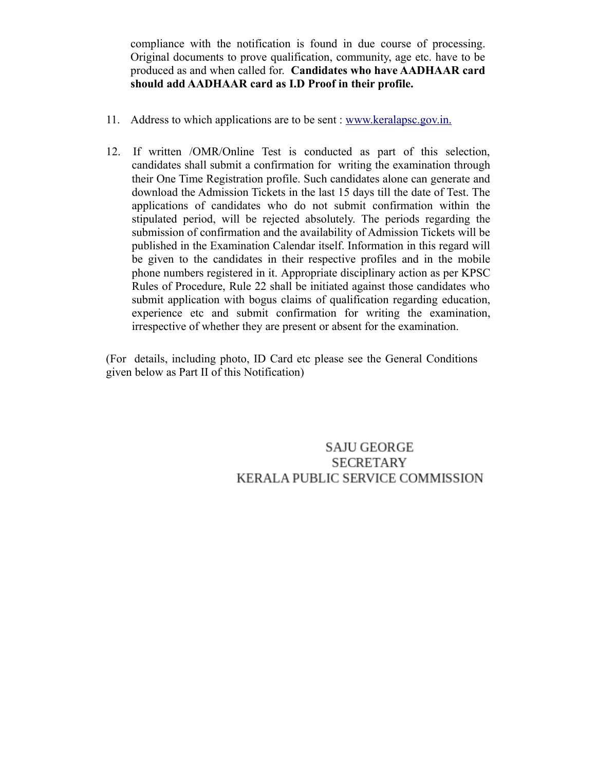compliance with the notification is found in due course of processing. Original documents to prove qualification, community, age etc. have to be produced as and when called for. **Candidates who have AADHAAR card should add AADHAAR card as I.D Proof in their profile.**

11. Address to which applications are to be sent : www.keralapsc.gov.in.

12. If written /OMR/Online Test is conducted as part of this selection, candidates shall submit a confirmation for writing the examination through their One Time Registration profile. Such candidates alone can generate and download the Admission Tickets in the last 15 days till the date of Test. The applications of candidates who do not submit confirmation within the stipulated period, will be rejected absolutely. The periods regarding the submission of confirmation and the availability of Admission Tickets will be published in the Examination Calendar itself. Information in this regard will be given to the candidates in their respective profiles and in the mobile phone numbers registered in it. Appropriate disciplinary action as per KPSC Rules of Procedure, Rule 22 shall be initiated against those candidates who submit application with bogus claims of qualification regarding education, experience etc and submit confirmation for writing the examination, irrespective of whether they are present or absent for the examination.

(For details, including photo, ID Card etc please see the General Conditions given below as Part II of this Notification)

SAJU GEORGE
SECRETARY
KERALA PUBLIC SERVICE COMMISSION